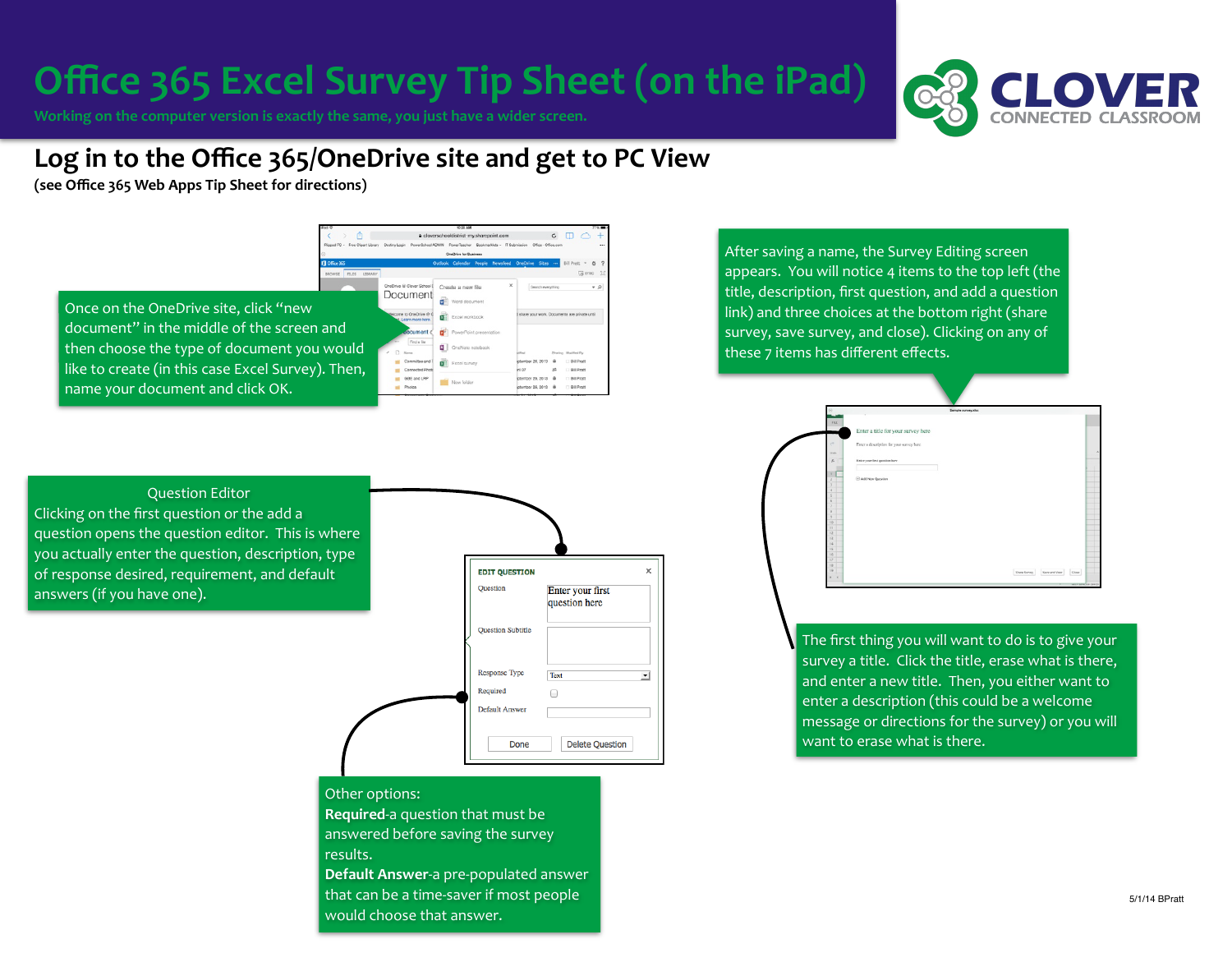# Office 365 Excel Survey Tip Sheet (on the iPad)

Working on the computer version is exactly the same, you just have a wider screen.

## Log in to the Office 365/OneDrive site and get to PC View

**(see Office 365 Web Apps Tip Sheet for directions)**

Once on the OneDrive site, click "new document" in the middle of the screen and then choose the type of document you would like to create (in this case Excel Survey). Then, name your document and click OK.

After saving a name, the Survey Editing screen appears. You will notice 4 items to the top left (the title, description, first question, and add a question link) and three choices at the bottom right (share survey, save survey, and close). Clicking on any of these 7 items has different effects.

Question Editor

Clicking on the first question or the add a question opens the question editor. This is where you actually enter the question, description, type of response desired, requirement, and default answers (if you have one).

**EDIT QUESTION**

- Question: Enter your first question here
- Question Subtitle
- Response Type: Text
- Required
- Default Answer

Done | Delete Question

The first thing you will want to do is to give your survey a title. Click the title, erase what is there, and enter a new title. Then, you either want to enter a description (this could be a welcome message or directions for the survey) or you will want to erase what is there.

Other options:

**Required**-a question that must be answered before saving the survey results.

**Default Answer**-a pre-populated answer that can be a time-saver if most people would choose that answer.

5/1/14 BPratt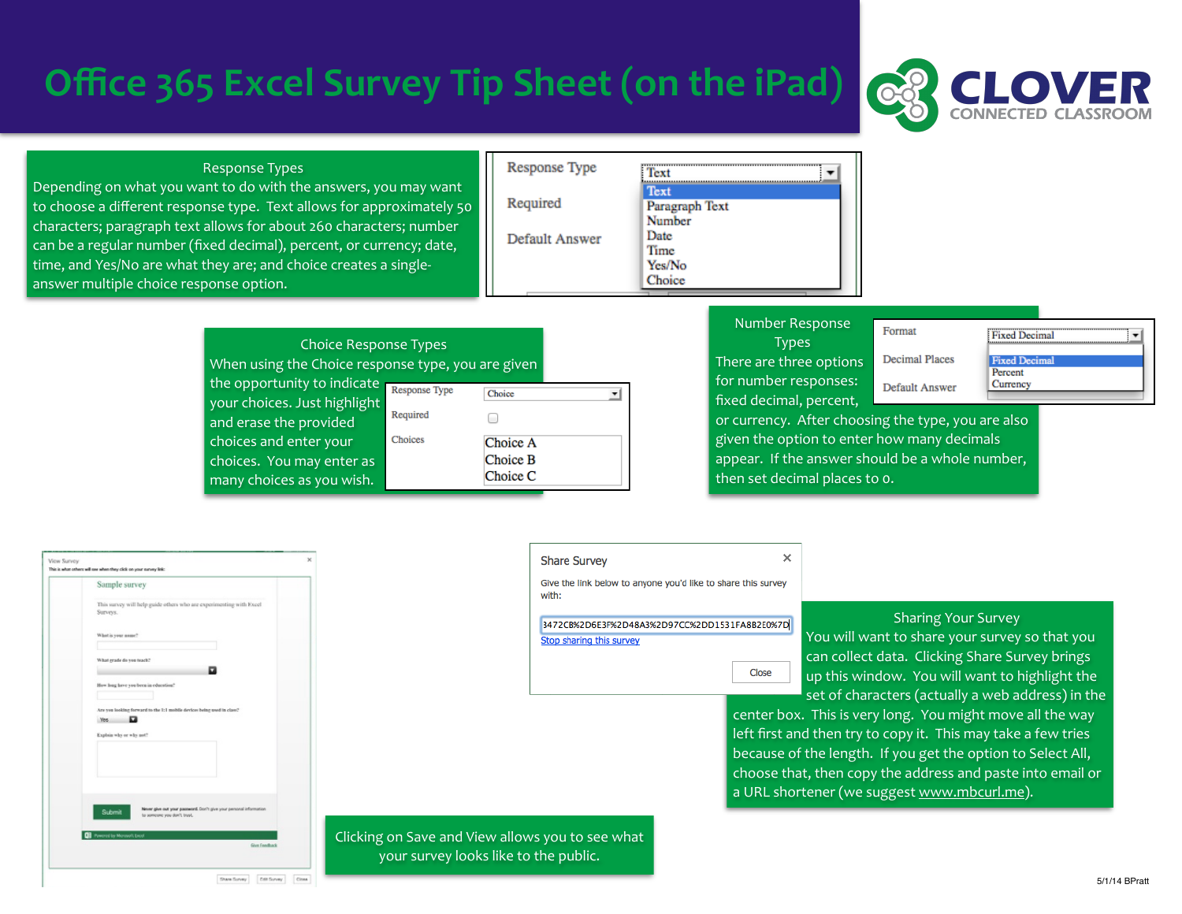# Office 365 Excel Survey Tip Sheet (on the iPad)

CLOVER CONNECTED CLASSROOM

## Response Types

Depending on what you want to do with the answers, you may want to choose a different response type. Text allows for approximately 50 characters; paragraph text allows for about 260 characters; number can be a regular number (fixed decimal), percent, or currency; date, time, and Yes/No are what they are; and choice creates a single-answer multiple choice response option.

Response Type: Text
- Text
- Paragraph Text
- Number
- Date
- Time
- Yes/No
- Choice

Required

Default Answer

## Choice Response Types

When using the Choice response type, you are given the opportunity to indicate your choices. Just highlight and erase the provided choices and enter your choices. You may enter as many choices as you wish.

Response Type: Choice

Required

Choices:
- Choice A
- Choice B
- Choice C

## Number Response Types

There are three options for number responses: fixed decimal, percent, or currency. After choosing the type, you are also given the option to enter how many decimals appear. If the answer should be a whole number, then set decimal places to 0.

Format: Fixed Decimal
- Fixed Decimal
- Percent
- Currency

Decimal Places

Default Answer

## Sharing Your Survey

Share Survey

Give the link below to anyone you'd like to share this survey with:

3472CB%2D6E3F%2D48A3%2D97CC%2DD1531FA8B2E0%7D

Stop sharing this survey

Close

You will want to share your survey so that you can collect data. Clicking Share Survey brings up this window. You will want to highlight the set of characters (actually a web address) in the center box. This is very long. You might move all the way left first and then try to copy it. This may take a few tries because of the length. If you get the option to Select All, choose that, then copy the address and paste into email or a URL shortener (we suggest www.mbcurl.me).

Clicking on Save and View allows you to see what your survey looks like to the public.

5/1/14 BPratt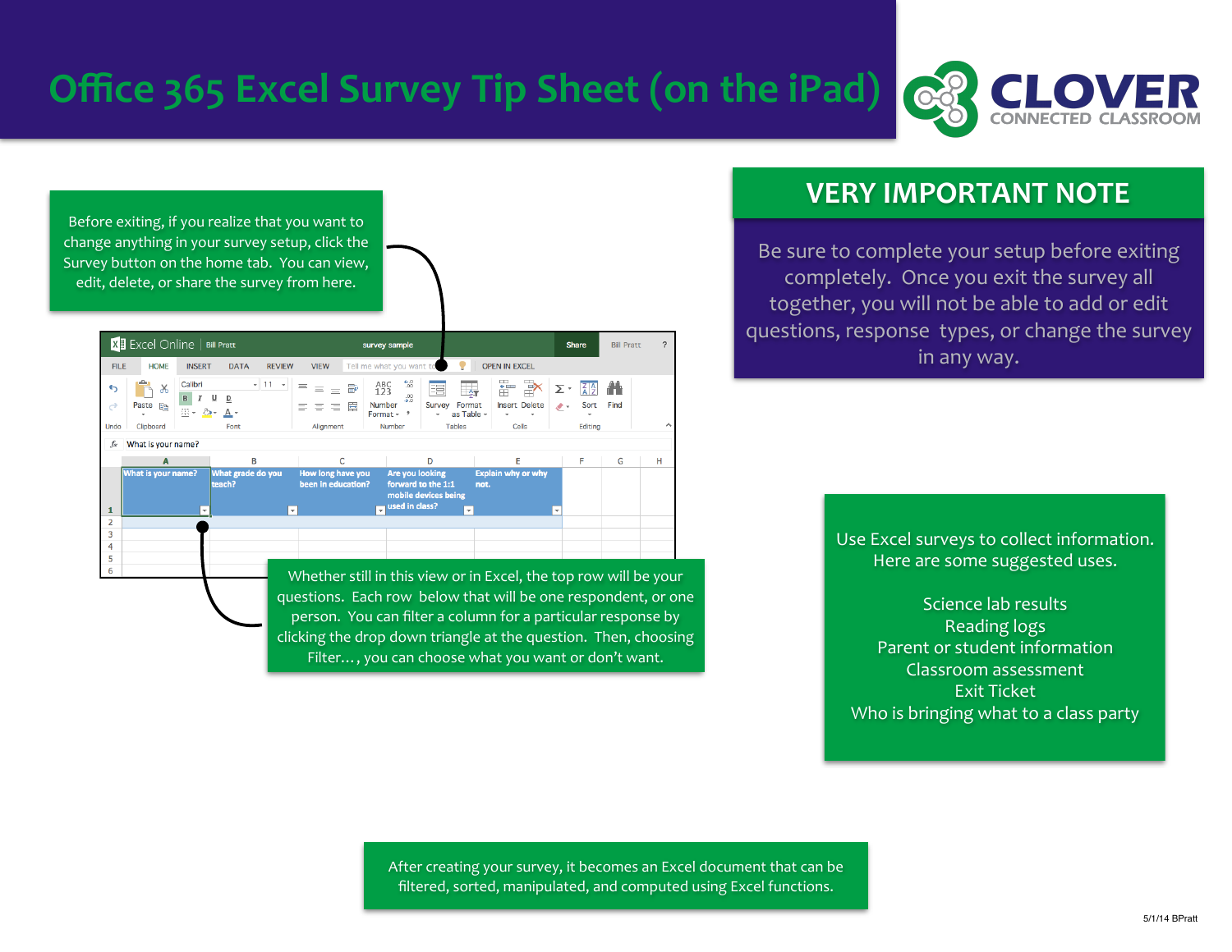# Office 365 Excel Survey Tip Sheet (on the iPad)

CLOVER CONNECTED CLASSROOM

Before exiting, if you realize that you want to change anything in your survey setup, click the Survey button on the home tab. You can view, edit, delete, or share the survey from here.

## VERY IMPORTANT NOTE

Be sure to complete your setup before exiting completely. Once you exit the survey all together, you will not be able to add or edit questions, response types, or change the survey in any way.

Whether still in this view or in Excel, the top row will be your questions. Each row below that will be one respondent, or one person. You can filter a column for a particular response by clicking the drop down triangle at the question. Then, choosing Filter…, you can choose what you want or don't want.

Use Excel surveys to collect information. Here are some suggested uses.

Science lab results
Reading logs
Parent or student information
Classroom assessment
Exit Ticket
Who is bringing what to a class party

After creating your survey, it becomes an Excel document that can be filtered, sorted, manipulated, and computed using Excel functions.

5/1/14 BPratt